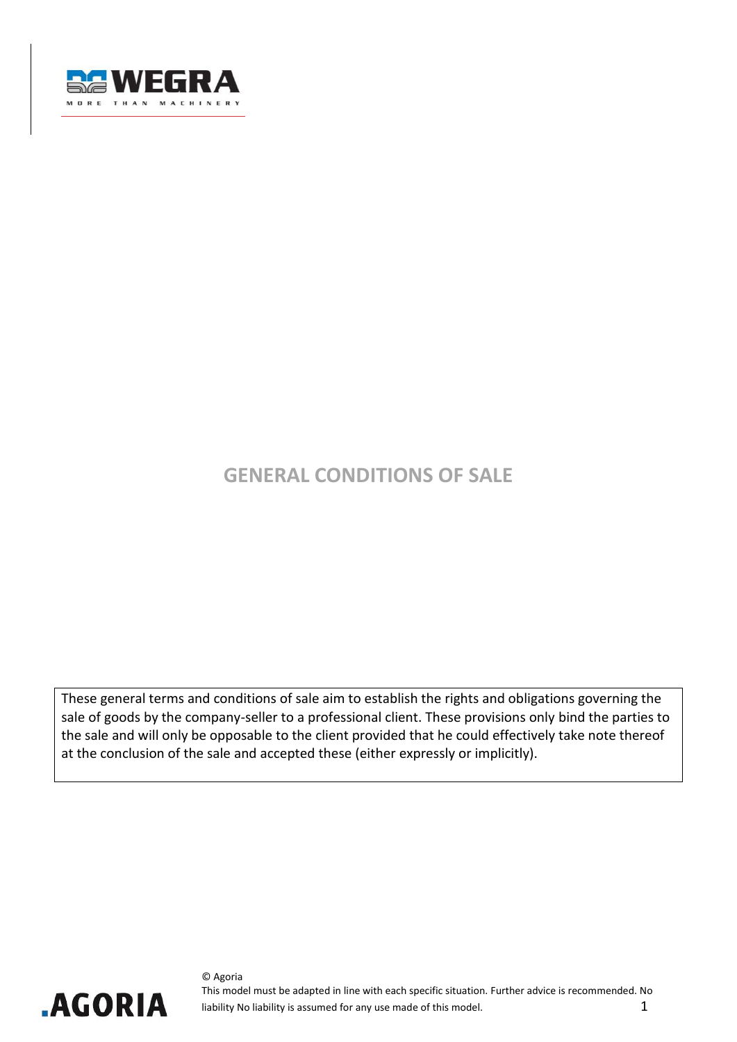# GENERAL CONDITIONS OF SALE

These general terms and conditions of sale aim to establish the rights and obligations governing the sale of goods by the company-seller to a professional client. These provisions only bind the parties to the sale and will only be opposable to the client provided that he could effectively take note thereof at the conclusion of the sale and accepted these (either expressly or implicitly).

© Agoria
This model must be adapted in line with each specific situation. Further advice is recommended. No liability No liability is assumed for any use made of this model.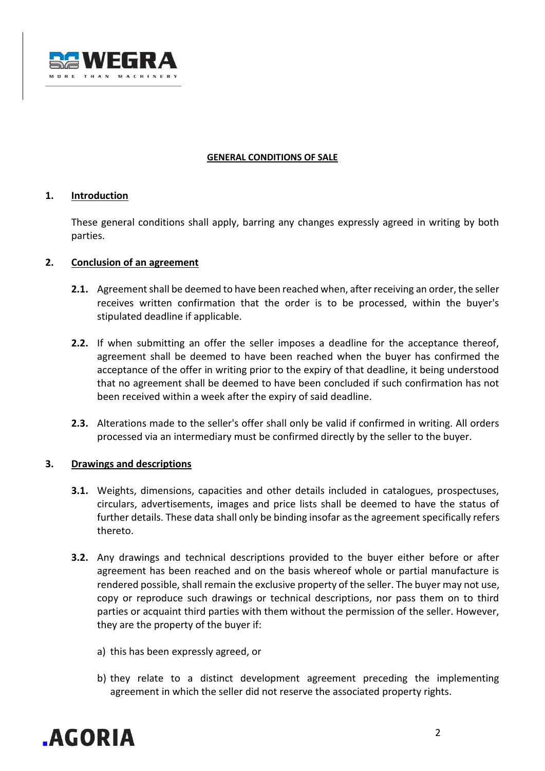## GENERAL CONDITIONS OF SALE

### 1. Introduction

These general conditions shall apply, barring any changes expressly agreed in writing by both parties.

### 2. Conclusion of an agreement

**2.1.** Agreement shall be deemed to have been reached when, after receiving an order, the seller receives written confirmation that the order is to be processed, within the buyer's stipulated deadline if applicable.

**2.2.** If when submitting an offer the seller imposes a deadline for the acceptance thereof, agreement shall be deemed to have been reached when the buyer has confirmed the acceptance of the offer in writing prior to the expiry of that deadline, it being understood that no agreement shall be deemed to have been concluded if such confirmation has not been received within a week after the expiry of said deadline.

**2.3.** Alterations made to the seller's offer shall only be valid if confirmed in writing. All orders processed via an intermediary must be confirmed directly by the seller to the buyer.

### 3. Drawings and descriptions

**3.1.** Weights, dimensions, capacities and other details included in catalogues, prospectuses, circulars, advertisements, images and price lists shall be deemed to have the status of further details. These data shall only be binding insofar as the agreement specifically refers thereto.

**3.2.** Any drawings and technical descriptions provided to the buyer either before or after agreement has been reached and on the basis whereof whole or partial manufacture is rendered possible, shall remain the exclusive property of the seller. The buyer may not use, copy or reproduce such drawings or technical descriptions, nor pass them on to third parties or acquaint third parties with them without the permission of the seller. However, they are the property of the buyer if:

a) this has been expressly agreed, or

b) they relate to a distinct development agreement preceding the implementing agreement in which the seller did not reserve the associated property rights.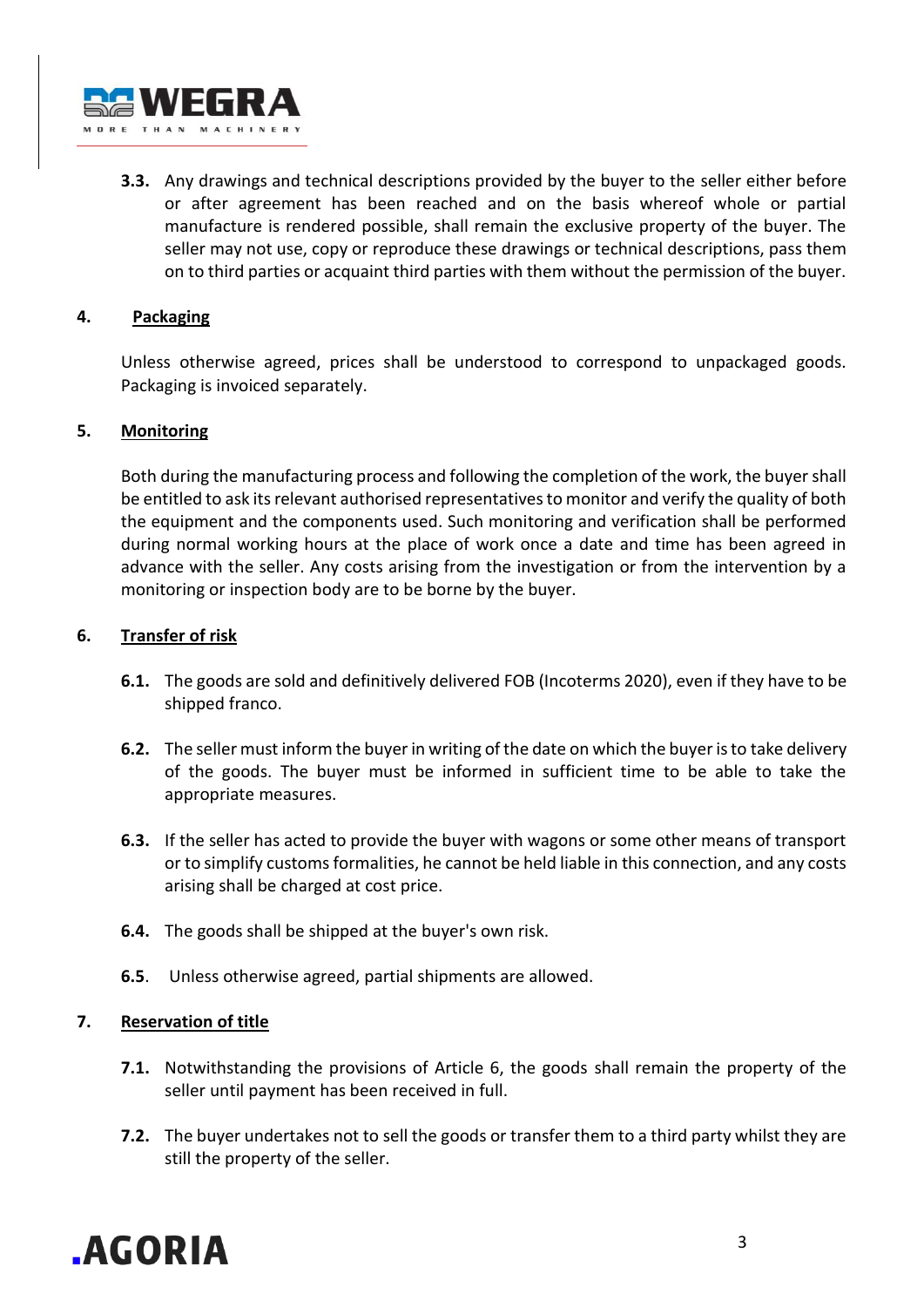**3.3.** Any drawings and technical descriptions provided by the buyer to the seller either before or after agreement has been reached and on the basis whereof whole or partial manufacture is rendered possible, shall remain the exclusive property of the buyer. The seller may not use, copy or reproduce these drawings or technical descriptions, pass them on to third parties or acquaint third parties with them without the permission of the buyer.

## 4. Packaging

Unless otherwise agreed, prices shall be understood to correspond to unpackaged goods. Packaging is invoiced separately.

## 5. Monitoring

Both during the manufacturing process and following the completion of the work, the buyer shall be entitled to ask its relevant authorised representatives to monitor and verify the quality of both the equipment and the components used. Such monitoring and verification shall be performed during normal working hours at the place of work once a date and time has been agreed in advance with the seller. Any costs arising from the investigation or from the intervention by a monitoring or inspection body are to be borne by the buyer.

## 6. Transfer of risk

**6.1.** The goods are sold and definitively delivered FOB (Incoterms 2020), even if they have to be shipped franco.

**6.2.** The seller must inform the buyer in writing of the date on which the buyer is to take delivery of the goods. The buyer must be informed in sufficient time to be able to take the appropriate measures.

**6.3.** If the seller has acted to provide the buyer with wagons or some other means of transport or to simplify customs formalities, he cannot be held liable in this connection, and any costs arising shall be charged at cost price.

**6.4.** The goods shall be shipped at the buyer's own risk.

**6.5**. Unless otherwise agreed, partial shipments are allowed.

## 7. Reservation of title

**7.1.** Notwithstanding the provisions of Article 6, the goods shall remain the property of the seller until payment has been received in full.

**7.2.** The buyer undertakes not to sell the goods or transfer them to a third party whilst they are still the property of the seller.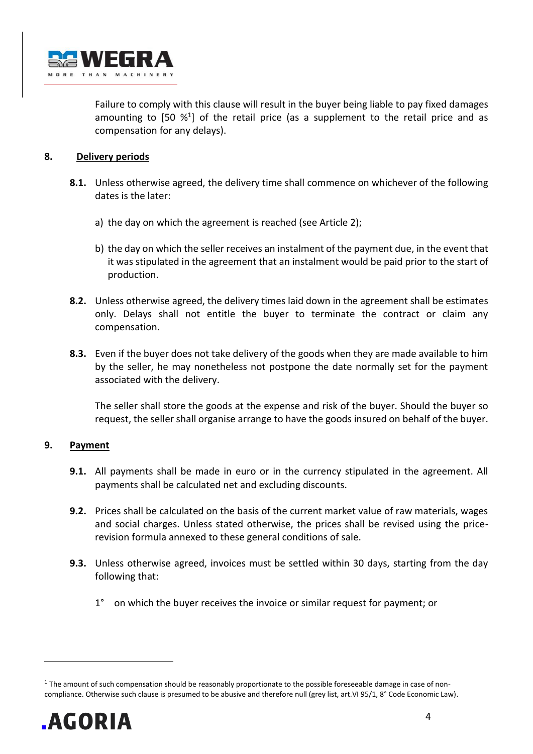Failure to comply with this clause will result in the buyer being liable to pay fixed damages amounting to [50 %[1]] of the retail price (as a supplement to the retail price and as compensation for any delays).

## 8. Delivery periods

**8.1.** Unless otherwise agreed, the delivery time shall commence on whichever of the following dates is the later:

a) the day on which the agreement is reached (see Article 2);

b) the day on which the seller receives an instalment of the payment due, in the event that it was stipulated in the agreement that an instalment would be paid prior to the start of production.

**8.2.** Unless otherwise agreed, the delivery times laid down in the agreement shall be estimates only. Delays shall not entitle the buyer to terminate the contract or claim any compensation.

**8.3.** Even if the buyer does not take delivery of the goods when they are made available to him by the seller, he may nonetheless not postpone the date normally set for the payment associated with the delivery.

The seller shall store the goods at the expense and risk of the buyer. Should the buyer so request, the seller shall organise arrange to have the goods insured on behalf of the buyer.

## 9. Payment

**9.1.** All payments shall be made in euro or in the currency stipulated in the agreement. All payments shall be calculated net and excluding discounts.

**9.2.** Prices shall be calculated on the basis of the current market value of raw materials, wages and social charges. Unless stated otherwise, the prices shall be revised using the price-revision formula annexed to these general conditions of sale.

**9.3.** Unless otherwise agreed, invoices must be settled within 30 days, starting from the day following that:

1° on which the buyer receives the invoice or similar request for payment; or

---

[1] The amount of such compensation should be reasonably proportionate to the possible foreseeable damage in case of non-compliance. Otherwise such clause is presumed to be abusive and therefore null (grey list, art.VI 95/1, 8° Code Economic Law).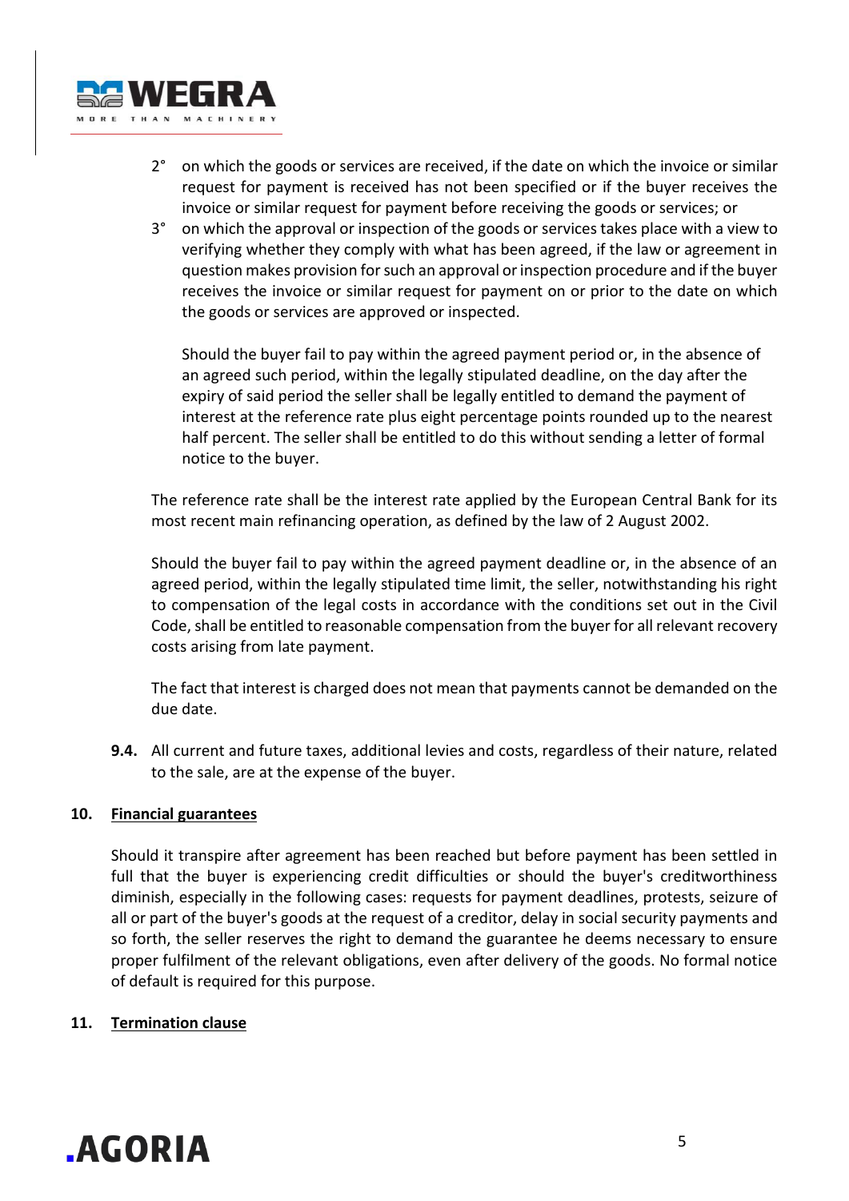2° on which the goods or services are received, if the date on which the invoice or similar request for payment is received has not been specified or if the buyer receives the invoice or similar request for payment before receiving the goods or services; or

3° on which the approval or inspection of the goods or services takes place with a view to verifying whether they comply with what has been agreed, if the law or agreement in question makes provision for such an approval or inspection procedure and if the buyer receives the invoice or similar request for payment on or prior to the date on which the goods or services are approved or inspected.

Should the buyer fail to pay within the agreed payment period or, in the absence of an agreed such period, within the legally stipulated deadline, on the day after the expiry of said period the seller shall be legally entitled to demand the payment of interest at the reference rate plus eight percentage points rounded up to the nearest half percent. The seller shall be entitled to do this without sending a letter of formal notice to the buyer.

The reference rate shall be the interest rate applied by the European Central Bank for its most recent main refinancing operation, as defined by the law of 2 August 2002.

Should the buyer fail to pay within the agreed payment deadline or, in the absence of an agreed period, within the legally stipulated time limit, the seller, notwithstanding his right to compensation of the legal costs in accordance with the conditions set out in the Civil Code, shall be entitled to reasonable compensation from the buyer for all relevant recovery costs arising from late payment.

The fact that interest is charged does not mean that payments cannot be demanded on the due date.

**9.4.** All current and future taxes, additional levies and costs, regardless of their nature, related to the sale, are at the expense of the buyer.

## 10. Financial guarantees

Should it transpire after agreement has been reached but before payment has been settled in full that the buyer is experiencing credit difficulties or should the buyer's creditworthiness diminish, especially in the following cases: requests for payment deadlines, protests, seizure of all or part of the buyer's goods at the request of a creditor, delay in social security payments and so forth, the seller reserves the right to demand the guarantee he deems necessary to ensure proper fulfilment of the relevant obligations, even after delivery of the goods. No formal notice of default is required for this purpose.

## 11. Termination clause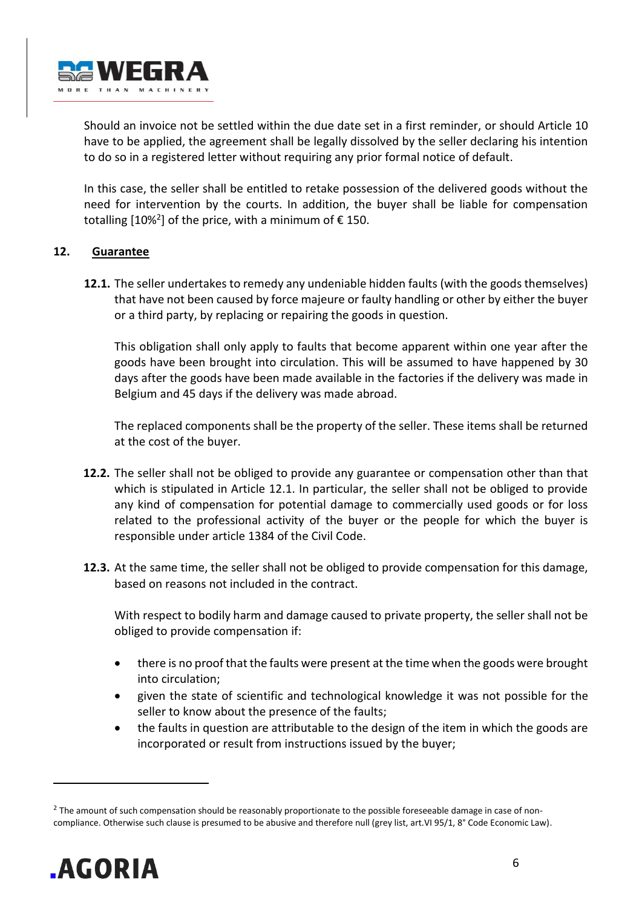Should an invoice not be settled within the due date set in a first reminder, or should Article 10 have to be applied, the agreement shall be legally dissolved by the seller declaring his intention to do so in a registered letter without requiring any prior formal notice of default.

In this case, the seller shall be entitled to retake possession of the delivered goods without the need for intervention by the courts. In addition, the buyer shall be liable for compensation totalling [10%[2]] of the price, with a minimum of € 150.

## 12. Guarantee

**12.1.** The seller undertakes to remedy any undeniable hidden faults (with the goods themselves) that have not been caused by force majeure or faulty handling or other by either the buyer or a third party, by replacing or repairing the goods in question.

This obligation shall only apply to faults that become apparent within one year after the goods have been brought into circulation. This will be assumed to have happened by 30 days after the goods have been made available in the factories if the delivery was made in Belgium and 45 days if the delivery was made abroad.

The replaced components shall be the property of the seller. These items shall be returned at the cost of the buyer.

**12.2.** The seller shall not be obliged to provide any guarantee or compensation other than that which is stipulated in Article 12.1. In particular, the seller shall not be obliged to provide any kind of compensation for potential damage to commercially used goods or for loss related to the professional activity of the buyer or the people for which the buyer is responsible under article 1384 of the Civil Code.

**12.3.** At the same time, the seller shall not be obliged to provide compensation for this damage, based on reasons not included in the contract.

With respect to bodily harm and damage caused to private property, the seller shall not be obliged to provide compensation if:

- there is no proof that the faults were present at the time when the goods were brought into circulation;
- given the state of scientific and technological knowledge it was not possible for the seller to know about the presence of the faults;
- the faults in question are attributable to the design of the item in which the goods are incorporated or result from instructions issued by the buyer;

[2] The amount of such compensation should be reasonably proportionate to the possible foreseeable damage in case of non-compliance. Otherwise such clause is presumed to be abusive and therefore null (grey list, art.VI 95/1, 8° Code Economic Law).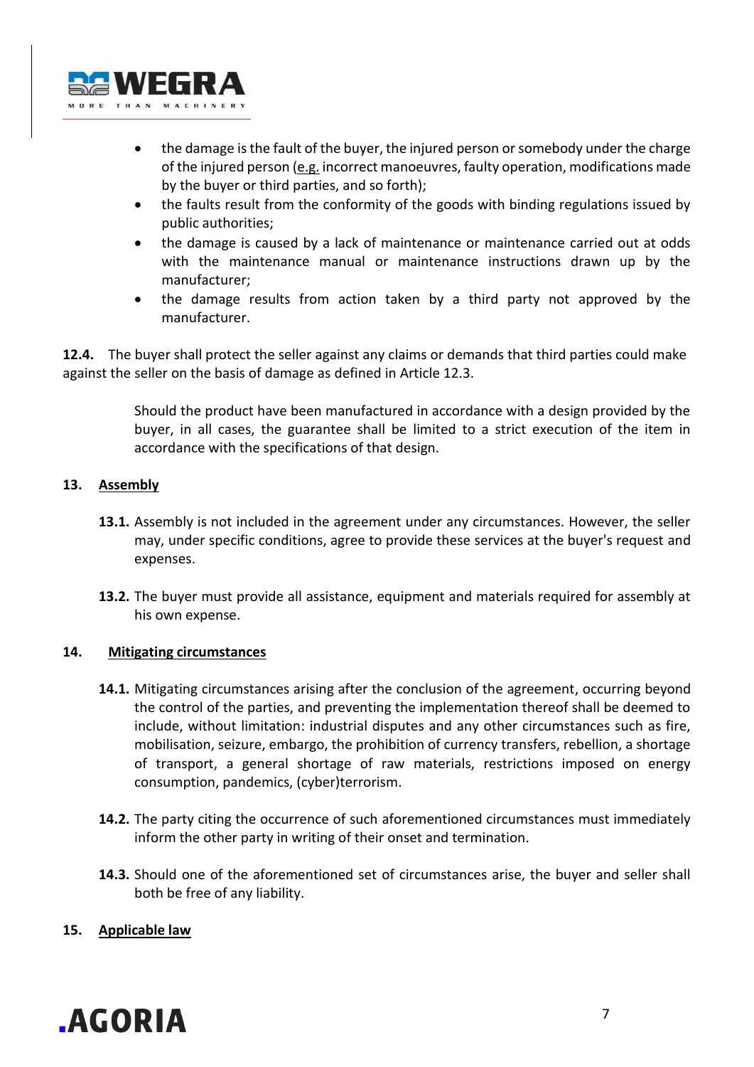- the damage is the fault of the buyer, the injured person or somebody under the charge of the injured person (e.g. incorrect manoeuvres, faulty operation, modifications made by the buyer or third parties, and so forth);
- the faults result from the conformity of the goods with binding regulations issued by public authorities;
- the damage is caused by a lack of maintenance or maintenance carried out at odds with the maintenance manual or maintenance instructions drawn up by the manufacturer;
- the damage results from action taken by a third party not approved by the manufacturer.

**12.4.** The buyer shall protect the seller against any claims or demands that third parties could make against the seller on the basis of damage as defined in Article 12.3.

Should the product have been manufactured in accordance with a design provided by the buyer, in all cases, the guarantee shall be limited to a strict execution of the item in accordance with the specifications of that design.

## 13. Assembly

**13.1.** Assembly is not included in the agreement under any circumstances. However, the seller may, under specific conditions, agree to provide these services at the buyer's request and expenses.

**13.2.** The buyer must provide all assistance, equipment and materials required for assembly at his own expense.

## 14. Mitigating circumstances

**14.1.** Mitigating circumstances arising after the conclusion of the agreement, occurring beyond the control of the parties, and preventing the implementation thereof shall be deemed to include, without limitation: industrial disputes and any other circumstances such as fire, mobilisation, seizure, embargo, the prohibition of currency transfers, rebellion, a shortage of transport, a general shortage of raw materials, restrictions imposed on energy consumption, pandemics, (cyber)terrorism.

**14.2.** The party citing the occurrence of such aforementioned circumstances must immediately inform the other party in writing of their onset and termination.

**14.3.** Should one of the aforementioned set of circumstances arise, the buyer and seller shall both be free of any liability.

## 15. Applicable law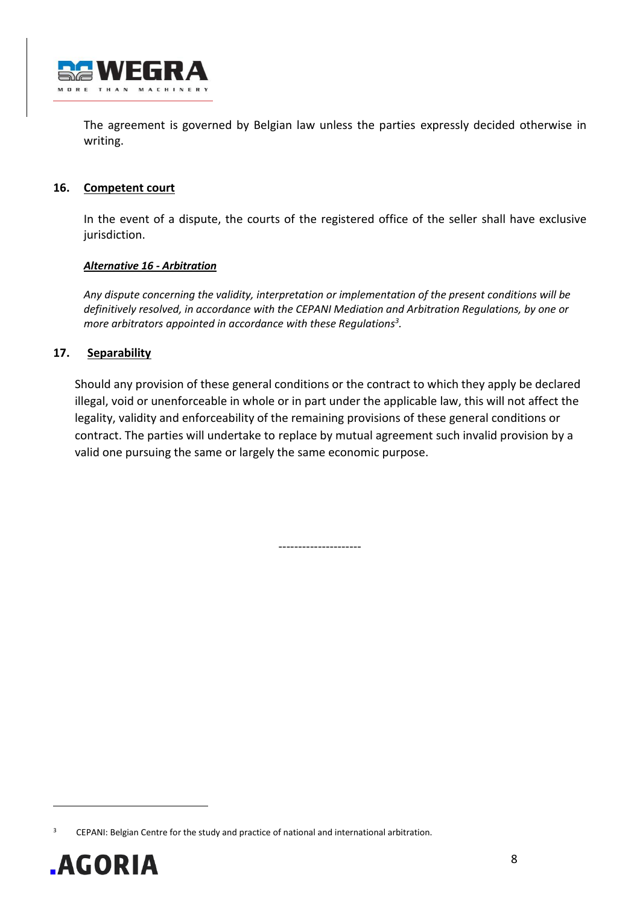The agreement is governed by Belgian law unless the parties expressly decided otherwise in writing.

## 16. Competent court

In the event of a dispute, the courts of the registered office of the seller shall have exclusive jurisdiction.

***Alternative 16 - Arbitration***

*Any dispute concerning the validity, interpretation or implementation of the present conditions will be definitively resolved, in accordance with the CEPANI Mediation and Arbitration Regulations, by one or more arbitrators appointed in accordance with these Regulations[3].*

## 17. Separability

Should any provision of these general conditions or the contract to which they apply be declared illegal, void or unenforceable in whole or in part under the applicable law, this will not affect the legality, validity and enforceability of the remaining provisions of these general conditions or contract. The parties will undertake to replace by mutual agreement such invalid provision by a valid one pursuing the same or largely the same economic purpose.

---------------------

[3] CEPANI: Belgian Centre for the study and practice of national and international arbitration.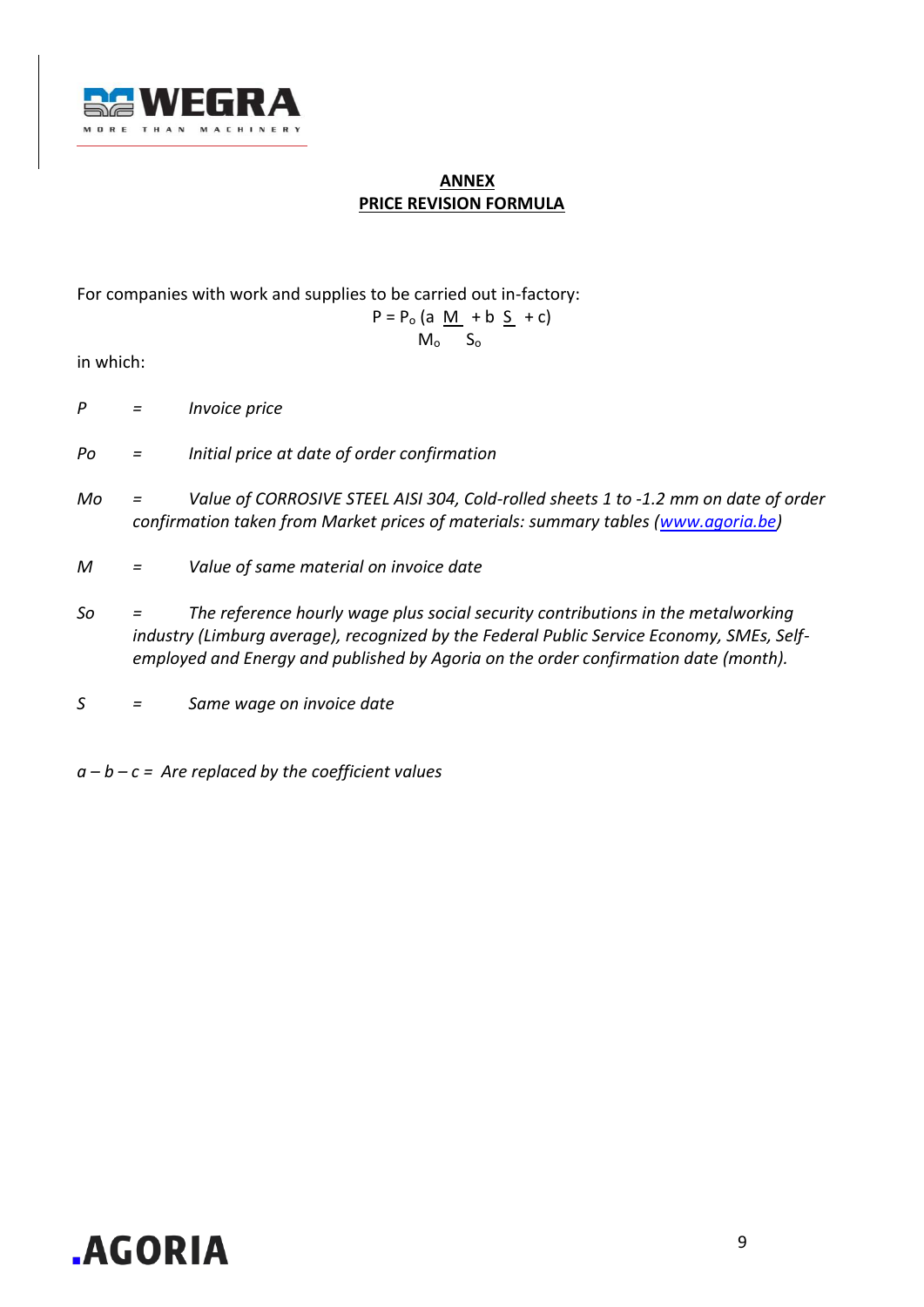## ANNEX
## PRICE REVISION FORMULA

For companies with work and supplies to be carried out in-factory:

$$P = P_o \left(a \frac{M}{M_o} + b \frac{S}{S_o} + c\right)$$

in which:

*P* = *Invoice price*

*Po* = *Initial price at date of order confirmation*

*Mo* = *Value of CORROSIVE STEEL AISI 304, Cold-rolled sheets 1 to -1.2 mm on date of order confirmation taken from Market prices of materials: summary tables (www.agoria.be)*

*M* = *Value of same material on invoice date*

*So* = *The reference hourly wage plus social security contributions in the metalworking industry (Limburg average), recognized by the Federal Public Service Economy, SMEs, Self-employed and Energy and published by Agoria on the order confirmation date (month).*

*S* = *Same wage on invoice date*

*a – b – c = Are replaced by the coefficient values*